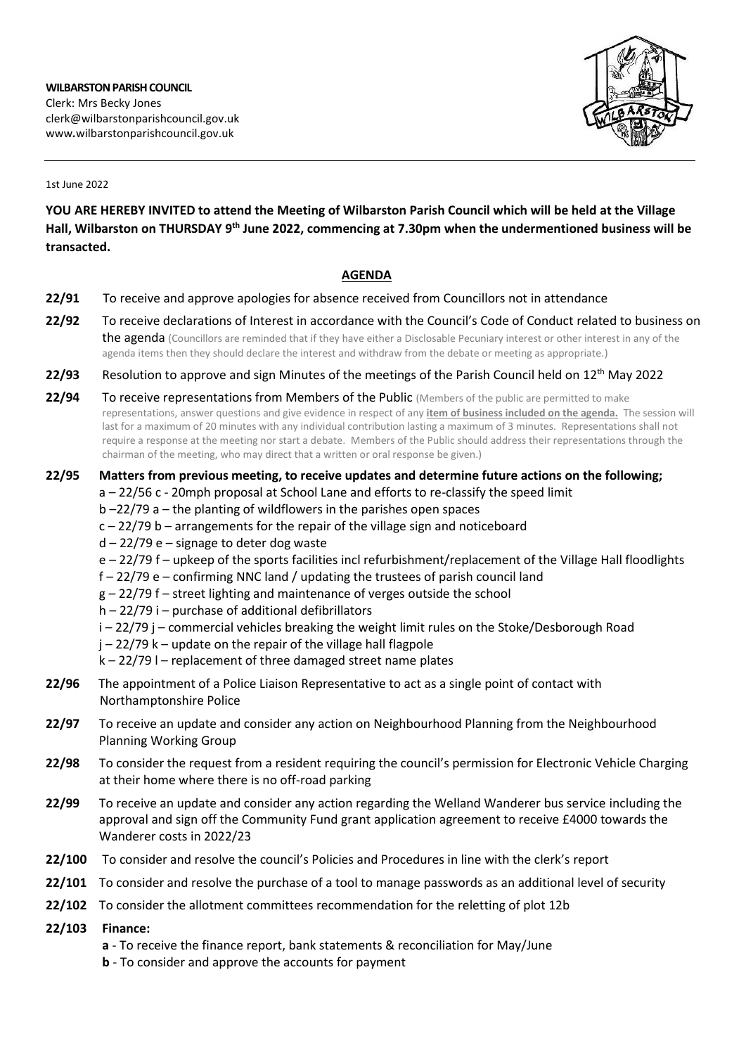**WILBARSTON PARISH COUNCIL**
Clerk: Mrs Becky Jones
clerk@wilbarstonparishcouncil.gov.uk
www.wilbarstonparishcouncil.gov.uk

1st June 2022

**YOU ARE HEREBY INVITED to attend the Meeting of Wilbarston Parish Council which will be held at the Village Hall, Wilbarston on THURSDAY 9th June 2022, commencing at 7.30pm when the undermentioned business will be transacted.**

## AGENDA

**22/91** To receive and approve apologies for absence received from Councillors not in attendance

**22/92** To receive declarations of Interest in accordance with the Council's Code of Conduct related to business on the agenda (Councillors are reminded that if they have either a Disclosable Pecuniary interest or other interest in any of the agenda items then they should declare the interest and withdraw from the debate or meeting as appropriate.)

**22/93** Resolution to approve and sign Minutes of the meetings of the Parish Council held on 12th May 2022

**22/94** To receive representations from Members of the Public (Members of the public are permitted to make representations, answer questions and give evidence in respect of any **item of business included on the agenda.** The session will last for a maximum of 20 minutes with any individual contribution lasting a maximum of 3 minutes. Representations shall not require a response at the meeting nor start a debate. Members of the Public should address their representations through the chairman of the meeting, who may direct that a written or oral response be given.)

**22/95 Matters from previous meeting, to receive updates and determine future actions on the following;**

a – 22/56 c - 20mph proposal at School Lane and efforts to re-classify the speed limit
b –22/79 a – the planting of wildflowers in the parishes open spaces
c – 22/79 b – arrangements for the repair of the village sign and noticeboard
d – 22/79 e – signage to deter dog waste
e – 22/79 f – upkeep of the sports facilities incl refurbishment/replacement of the Village Hall floodlights
f – 22/79 e – confirming NNC land / updating the trustees of parish council land
g – 22/79 f – street lighting and maintenance of verges outside the school
h – 22/79 i – purchase of additional defibrillators
i – 22/79 j – commercial vehicles breaking the weight limit rules on the Stoke/Desborough Road
j – 22/79 k – update on the repair of the village hall flagpole
k – 22/79 l – replacement of three damaged street name plates

**22/96** The appointment of a Police Liaison Representative to act as a single point of contact with Northamptonshire Police

**22/97** To receive an update and consider any action on Neighbourhood Planning from the Neighbourhood Planning Working Group

**22/98** To consider the request from a resident requiring the council's permission for Electronic Vehicle Charging at their home where there is no off-road parking

**22/99** To receive an update and consider any action regarding the Welland Wanderer bus service including the approval and sign off the Community Fund grant application agreement to receive £4000 towards the Wanderer costs in 2022/23

**22/100** To consider and resolve the council's Policies and Procedures in line with the clerk's report

**22/101** To consider and resolve the purchase of a tool to manage passwords as an additional level of security

**22/102** To consider the allotment committees recommendation for the reletting of plot 12b

**22/103 Finance:**

**a** - To receive the finance report, bank statements & reconciliation for May/June
**b** - To consider and approve the accounts for payment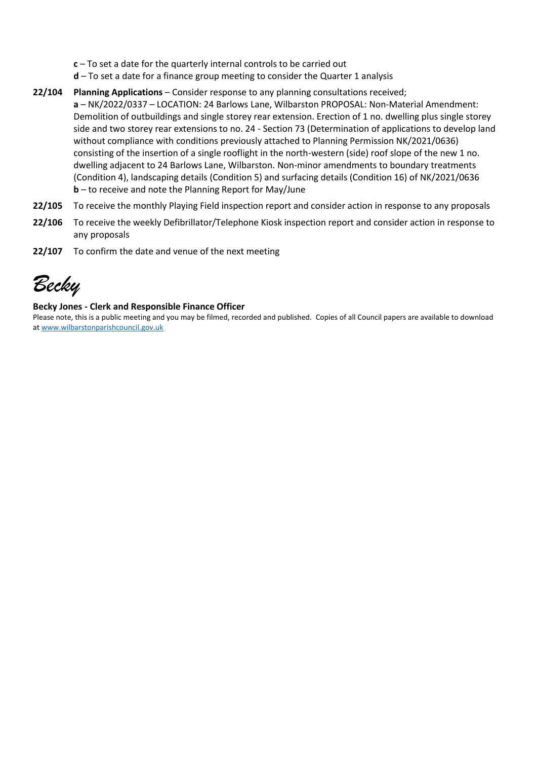**c** – To set a date for the quarterly internal controls to be carried out
**d** – To set a date for a finance group meeting to consider the Quarter 1 analysis

**22/104** **Planning Applications** – Consider response to any planning consultations received;
**a** – NK/2022/0337 – LOCATION: 24 Barlows Lane, Wilbarston PROPOSAL: Non-Material Amendment: Demolition of outbuildings and single storey rear extension. Erection of 1 no. dwelling plus single storey side and two storey rear extensions to no. 24 - Section 73 (Determination of applications to develop land without compliance with conditions previously attached to Planning Permission NK/2021/0636) consisting of the insertion of a single rooflight in the north-western (side) roof slope of the new 1 no. dwelling adjacent to 24 Barlows Lane, Wilbarston. Non-minor amendments to boundary treatments (Condition 4), landscaping details (Condition 5) and surfacing details (Condition 16) of NK/2021/0636
**b** – to receive and note the Planning Report for May/June

**22/105** To receive the monthly Playing Field inspection report and consider action in response to any proposals

**22/106** To receive the weekly Defibrillator/Telephone Kiosk inspection report and consider action in response to any proposals

**22/107** To confirm the date and venue of the next meeting

*Becky*

**Becky Jones - Clerk and Responsible Finance Officer**
Please note, this is a public meeting and you may be filmed, recorded and published. Copies of all Council papers are available to download at www.wilbarstonparishcouncil.gov.uk